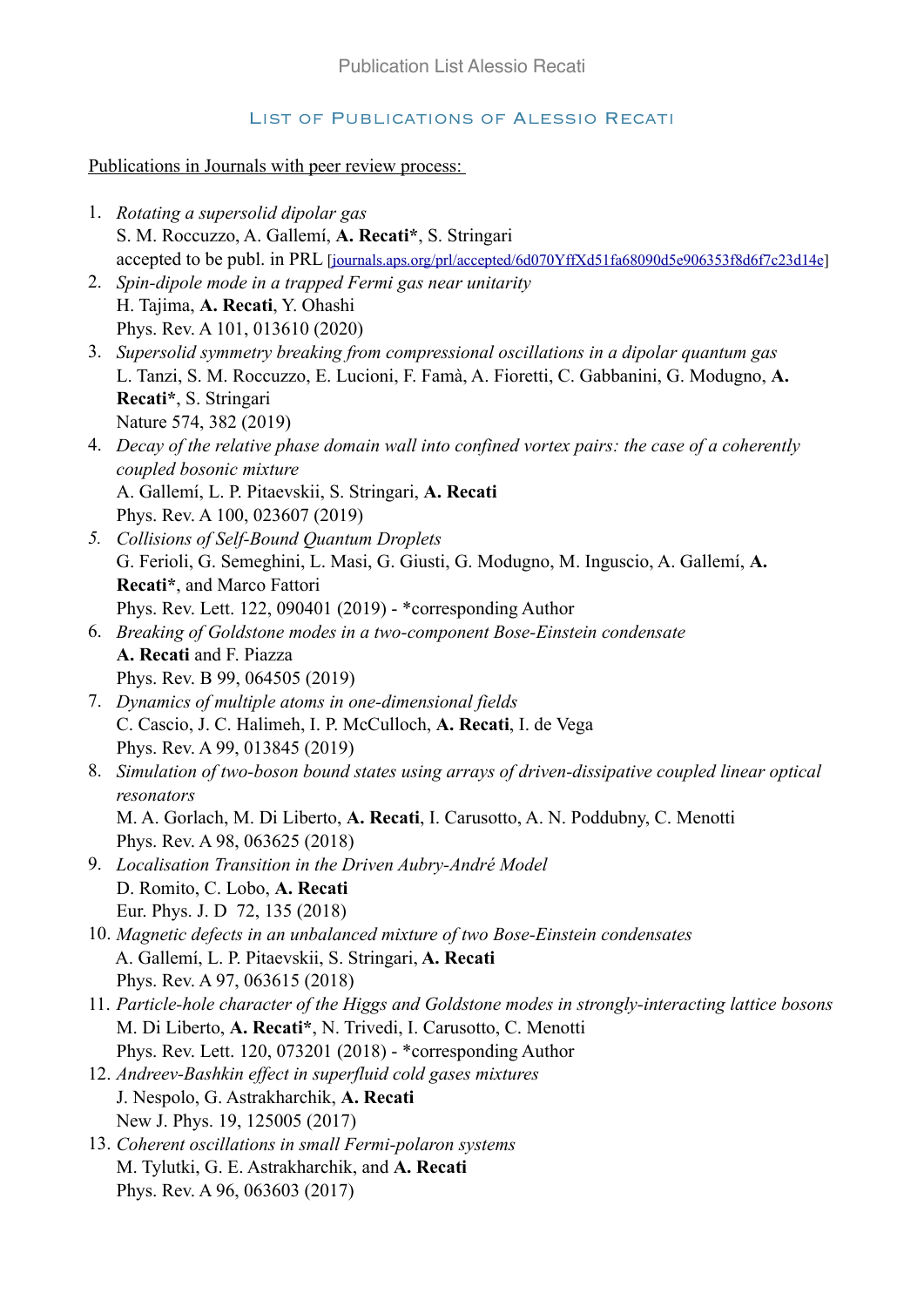# List of Publications of Alessio Recati

Publications in Journals with peer review process:

1. *Rotating a supersolid dipolar gas*
   S. M. Roccuzzo, A. Gallemí, **A. Recati***, S. Stringari
   accepted to be publ. in PRL [journals.aps.org/prl/accepted/6d070YffXd51fa68090d5e906353f8d6f7c23d14e]
2. *Spin-dipole mode in a trapped Fermi gas near unitarity*
   H. Tajima, **A. Recati**, Y. Ohashi
   Phys. Rev. A 101, 013610 (2020)
3. *Supersolid symmetry breaking from compressional oscillations in a dipolar quantum gas*
   L. Tanzi, S. M. Roccuzzo, E. Lucioni, F. Famà, A. Fioretti, C. Gabbanini, G. Modugno, **A. Recati***, S. Stringari
   Nature 574, 382 (2019)
4. *Decay of the relative phase domain wall into confined vortex pairs: the case of a coherently coupled bosonic mixture*
   A. Gallemí, L. P. Pitaevskii, S. Stringari, **A. Recati**
   Phys. Rev. A 100, 023607 (2019)
5. *Collisions of Self-Bound Quantum Droplets*
   G. Ferioli, G. Semeghini, L. Masi, G. Giusti, G. Modugno, M. Inguscio, A. Gallemí, **A. Recati***, and Marco Fattori
   Phys. Rev. Lett. 122, 090401 (2019) - *corresponding Author
6. *Breaking of Goldstone modes in a two-component Bose-Einstein condensate*
   **A. Recati** and F. Piazza
   Phys. Rev. B 99, 064505 (2019)
7. *Dynamics of multiple atoms in one-dimensional fields*
   C. Cascio, J. C. Halimeh, I. P. McCulloch, **A. Recati**, I. de Vega
   Phys. Rev. A 99, 013845 (2019)
8. *Simulation of two-boson bound states using arrays of driven-dissipative coupled linear optical resonators*
   M. A. Gorlach, M. Di Liberto, **A. Recati**, I. Carusotto, A. N. Poddubny, C. Menotti
   Phys. Rev. A 98, 063625 (2018)
9. *Localisation Transition in the Driven Aubry-André Model*
   D. Romito, C. Lobo, **A. Recati**
   Eur. Phys. J. D 72, 135 (2018)
10. *Magnetic defects in an unbalanced mixture of two Bose-Einstein condensates*
    A. Gallemí, L. P. Pitaevskii, S. Stringari, **A. Recati**
    Phys. Rev. A 97, 063615 (2018)
11. *Particle-hole character of the Higgs and Goldstone modes in strongly-interacting lattice bosons*
    M. Di Liberto, **A. Recati***, N. Trivedi, I. Carusotto, C. Menotti
    Phys. Rev. Lett. 120, 073201 (2018) - *corresponding Author
12. *Andreev-Bashkin effect in superfluid cold gases mixtures*
    J. Nespolo, G. Astrakharchik, **A. Recati**
    New J. Phys. 19, 125005 (2017)
13. *Coherent oscillations in small Fermi-polaron systems*
    M. Tylutki, G. E. Astrakharchik, and **A. Recati**
    Phys. Rev. A 96, 063603 (2017)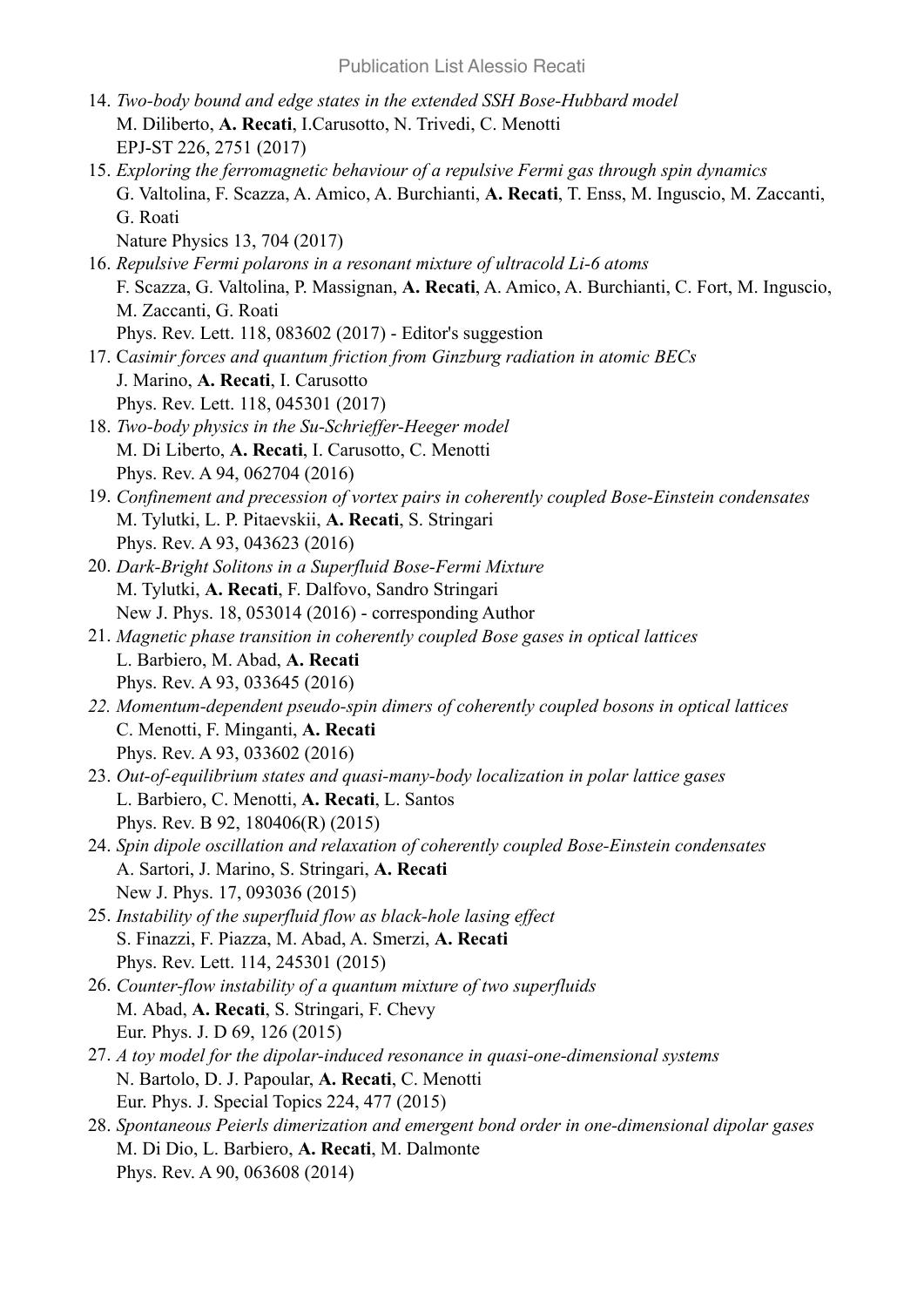14. *Two-body bound and edge states in the extended SSH Bose-Hubbard model*
    M. Diliberto, **A. Recati**, I.Carusotto, N. Trivedi, C. Menotti
    EPJ-ST 226, 2751 (2017)
15. *Exploring the ferromagnetic behaviour of a repulsive Fermi gas through spin dynamics*
    G. Valtolina, F. Scazza, A. Amico, A. Burchianti, **A. Recati**, T. Enss, M. Inguscio, M. Zaccanti, G. Roati
    Nature Physics 13, 704 (2017)
16. *Repulsive Fermi polarons in a resonant mixture of ultracold Li-6 atoms*
    F. Scazza, G. Valtolina, P. Massignan, **A. Recati**, A. Amico, A. Burchianti, C. Fort, M. Inguscio, M. Zaccanti, G. Roati
    Phys. Rev. Lett. 118, 083602 (2017) - Editor's suggestion
17. C*asimir forces and quantum friction from Ginzburg radiation in atomic BECs*
    J. Marino, **A. Recati**, I. Carusotto
    Phys. Rev. Lett. 118, 045301 (2017)
18. *Two-body physics in the Su-Schrieffer-Heeger model*
    M. Di Liberto, **A. Recati**, I. Carusotto, C. Menotti
    Phys. Rev. A 94, 062704 (2016)
19. *Confinement and precession of vortex pairs in coherently coupled Bose-Einstein condensates*
    M. Tylutki, L. P. Pitaevskii, **A. Recati**, S. Stringari
    Phys. Rev. A 93, 043623 (2016)
20. *Dark-Bright Solitons in a Superfluid Bose-Fermi Mixture*
    M. Tylutki, **A. Recati**, F. Dalfovo, Sandro Stringari
    New J. Phys. 18, 053014 (2016) - corresponding Author
21. *Magnetic phase transition in coherently coupled Bose gases in optical lattices*
    L. Barbiero, M. Abad, **A. Recati**
    Phys. Rev. A 93, 033645 (2016)
22. *Momentum-dependent pseudo-spin dimers of coherently coupled bosons in optical lattices*
    C. Menotti, F. Minganti, **A. Recati**
    Phys. Rev. A 93, 033602 (2016)
23. *Out-of-equilibrium states and quasi-many-body localization in polar lattice gases*
    L. Barbiero, C. Menotti, **A. Recati**, L. Santos
    Phys. Rev. B 92, 180406(R) (2015)
24. *Spin dipole oscillation and relaxation of coherently coupled Bose-Einstein condensates*
    A. Sartori, J. Marino, S. Stringari, **A. Recati**
    New J. Phys. 17, 093036 (2015)
25. *Instability of the superfluid flow as black-hole lasing effect*
    S. Finazzi, F. Piazza, M. Abad, A. Smerzi, **A. Recati**
    Phys. Rev. Lett. 114, 245301 (2015)
26. *Counter-flow instability of a quantum mixture of two superfluids*
    M. Abad, **A. Recati**, S. Stringari, F. Chevy
    Eur. Phys. J. D 69, 126 (2015)
27. *A toy model for the dipolar-induced resonance in quasi-one-dimensional systems*
    N. Bartolo, D. J. Papoular, **A. Recati**, C. Menotti
    Eur. Phys. J. Special Topics 224, 477 (2015)
28. *Spontaneous Peierls dimerization and emergent bond order in one-dimensional dipolar gases*
    M. Di Dio, L. Barbiero, **A. Recati**, M. Dalmonte
    Phys. Rev. A 90, 063608 (2014)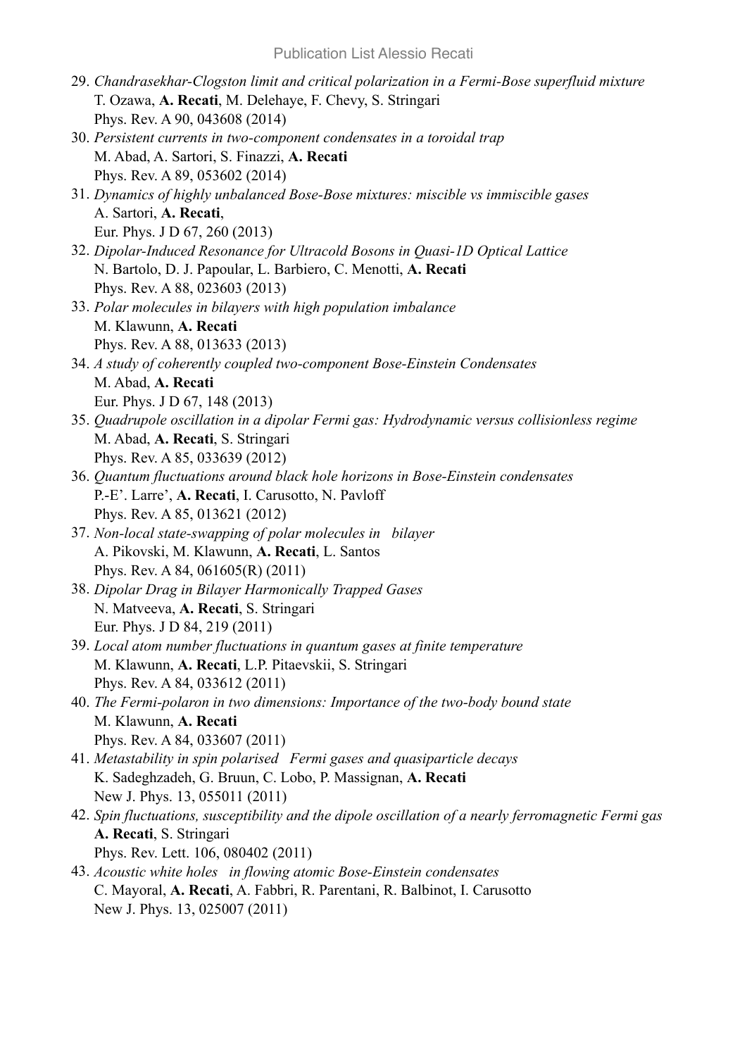29. *Chandrasekhar-Clogston limit and critical polarization in a Fermi-Bose superfluid mixture*
    T. Ozawa, **A. Recati**, M. Delehaye, F. Chevy, S. Stringari
    Phys. Rev. A 90, 043608 (2014)
30. *Persistent currents in two-component condensates in a toroidal trap*
    M. Abad, A. Sartori, S. Finazzi, **A. Recati**
    Phys. Rev. A 89, 053602 (2014)
31. *Dynamics of highly unbalanced Bose-Bose mixtures: miscible vs immiscible gases*
    A. Sartori, **A. Recati**,
    Eur. Phys. J D 67, 260 (2013)
32. *Dipolar-Induced Resonance for Ultracold Bosons in Quasi-1D Optical Lattice*
    N. Bartolo, D. J. Papoular, L. Barbiero, C. Menotti, **A. Recati**
    Phys. Rev. A 88, 023603 (2013)
33. *Polar molecules in bilayers with high population imbalance*
    M. Klawunn, **A. Recati**
    Phys. Rev. A 88, 013633 (2013)
34. *A study of coherently coupled two-component Bose-Einstein Condensates*
    M. Abad, **A. Recati**
    Eur. Phys. J D 67, 148 (2013)
35. *Quadrupole oscillation in a dipolar Fermi gas: Hydrodynamic versus collisionless regime*
    M. Abad, **A. Recati**, S. Stringari
    Phys. Rev. A 85, 033639 (2012)
36. *Quantum fluctuations around black hole horizons in Bose-Einstein condensates*
    P.-E'. Larre', **A. Recati**, I. Carusotto, N. Pavloff
    Phys. Rev. A 85, 013621 (2012)
37. *Non-local state-swapping of polar molecules in bilayer*
    A. Pikovski, M. Klawunn, **A. Recati**, L. Santos
    Phys. Rev. A 84, 061605(R) (2011)
38. *Dipolar Drag in Bilayer Harmonically Trapped Gases*
    N. Matveeva, **A. Recati**, S. Stringari
    Eur. Phys. J D 84, 219 (2011)
39. *Local atom number fluctuations in quantum gases at finite temperature*
    M. Klawunn, **A. Recati**, L.P. Pitaevskii, S. Stringari
    Phys. Rev. A 84, 033612 (2011)
40. *The Fermi-polaron in two dimensions: Importance of the two-body bound state*
    M. Klawunn, **A. Recati**
    Phys. Rev. A 84, 033607 (2011)
41. *Metastability in spin polarised Fermi gases and quasiparticle decays*
    K. Sadeghzadeh, G. Bruun, C. Lobo, P. Massignan, **A. Recati**
    New J. Phys. 13, 055011 (2011)
42. *Spin fluctuations, susceptibility and the dipole oscillation of a nearly ferromagnetic Fermi gas*
    **A. Recati**, S. Stringari
    Phys. Rev. Lett. 106, 080402 (2011)
43. *Acoustic white holes in flowing atomic Bose-Einstein condensates*
    C. Mayoral, **A. Recati**, A. Fabbri, R. Parentani, R. Balbinot, I. Carusotto
    New J. Phys. 13, 025007 (2011)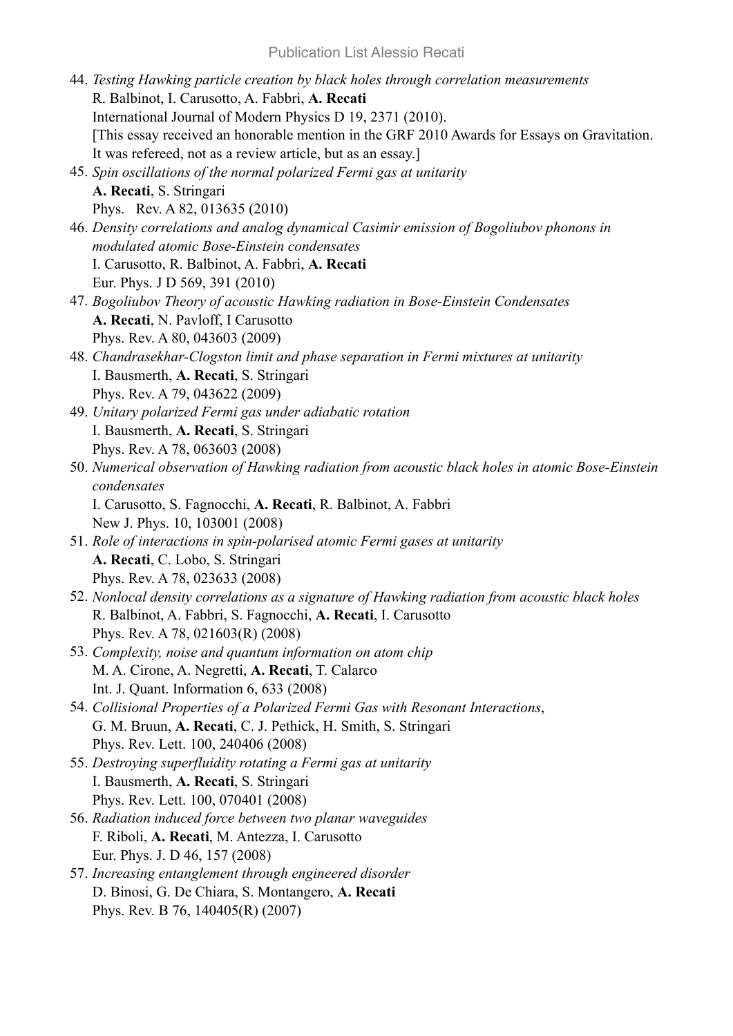44. *Testing Hawking particle creation by black holes through correlation measurements*
    R. Balbinot, I. Carusotto, A. Fabbri, **A. Recati**
    International Journal of Modern Physics D 19, 2371 (2010).
    [This essay received an honorable mention in the GRF 2010 Awards for Essays on Gravitation. It was refereed, not as a review article, but as an essay.]
45. *Spin oscillations of the normal polarized Fermi gas at unitarity*
    **A. Recati**, S. Stringari
    Phys. Rev. A 82, 013635 (2010)
46. *Density correlations and analog dynamical Casimir emission of Bogoliubov phonons in modulated atomic Bose-Einstein condensates*
    I. Carusotto, R. Balbinot, A. Fabbri, **A. Recati**
    Eur. Phys. J D 569, 391 (2010)
47. *Bogoliubov Theory of acoustic Hawking radiation in Bose-Einstein Condensates*
    **A. Recati**, N. Pavloff, I Carusotto
    Phys. Rev. A 80, 043603 (2009)
48. *Chandrasekhar-Clogston limit and phase separation in Fermi mixtures at unitarity*
    I. Bausmerth, **A. Recati**, S. Stringari
    Phys. Rev. A 79, 043622 (2009)
49. *Unitary polarized Fermi gas under adiabatic rotation*
    I. Bausmerth, **A. Recati**, S. Stringari
    Phys. Rev. A 78, 063603 (2008)
50. *Numerical observation of Hawking radiation from acoustic black holes in atomic Bose-Einstein condensates*
    I. Carusotto, S. Fagnocchi, **A. Recati**, R. Balbinot, A. Fabbri
    New J. Phys. 10, 103001 (2008)
51. *Role of interactions in spin-polarised atomic Fermi gases at unitarity*
    **A. Recati**, C. Lobo, S. Stringari
    Phys. Rev. A 78, 023633 (2008)
52. *Nonlocal density correlations as a signature of Hawking radiation from acoustic black holes*
    R. Balbinot, A. Fabbri, S. Fagnocchi, **A. Recati**, I. Carusotto
    Phys. Rev. A 78, 021603(R) (2008)
53. *Complexity, noise and quantum information on atom chip*
    M. A. Cirone, A. Negretti, **A. Recati**, T. Calarco
    Int. J. Quant. Information 6, 633 (2008)
54. *Collisional Properties of a Polarized Fermi Gas with Resonant Interactions*,
    G. M. Bruun, **A. Recati**, C. J. Pethick, H. Smith, S. Stringari
    Phys. Rev. Lett. 100, 240406 (2008)
55. *Destroying superfluidity rotating a Fermi gas at unitarity*
    I. Bausmerth, **A. Recati**, S. Stringari
    Phys. Rev. Lett. 100, 070401 (2008)
56. *Radiation induced force between two planar waveguides*
    F. Riboli, **A. Recati**, M. Antezza, I. Carusotto
    Eur. Phys. J. D 46, 157 (2008)
57. *Increasing entanglement through engineered disorder*
    D. Binosi, G. De Chiara, S. Montangero, **A. Recati**
    Phys. Rev. B 76, 140405(R) (2007)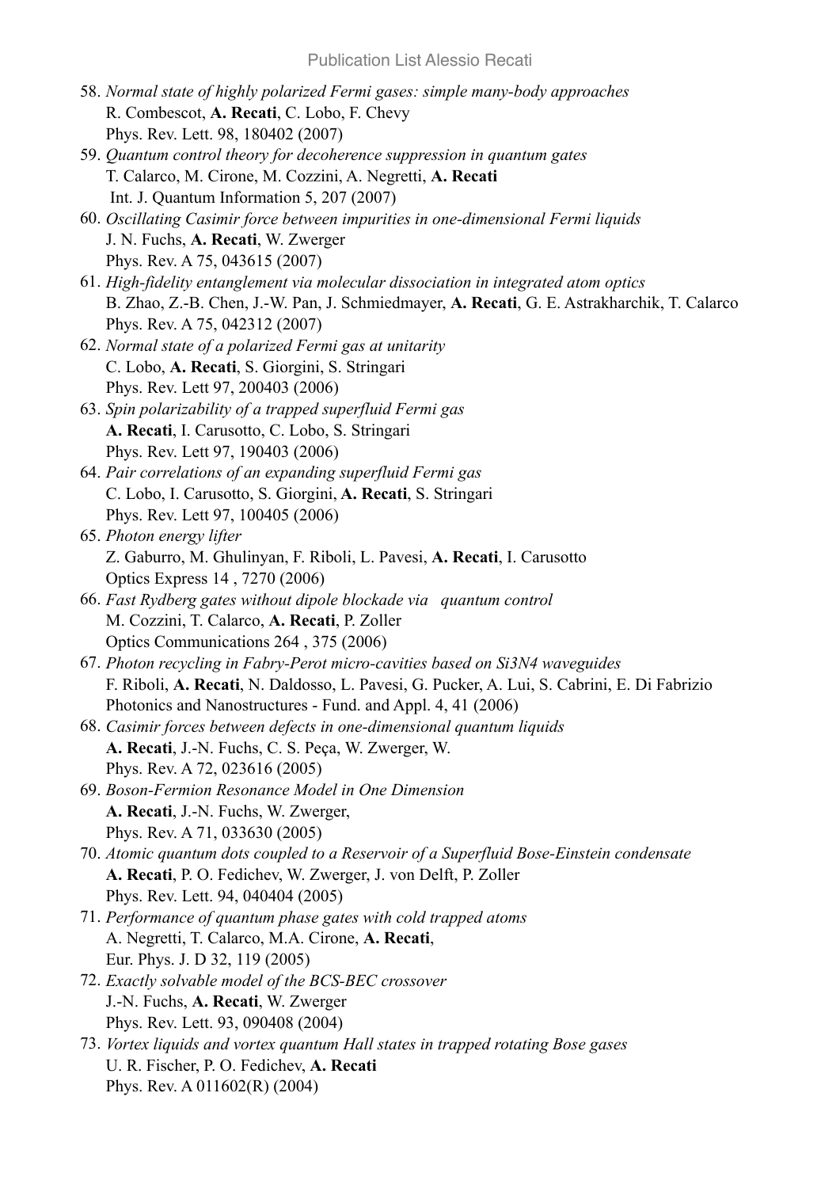58. *Normal state of highly polarized Fermi gases: simple many-body approaches*
    R. Combescot, **A. Recati**, C. Lobo, F. Chevy
    Phys. Rev. Lett. 98, 180402 (2007)
59. *Quantum control theory for decoherence suppression in quantum gates*
    T. Calarco, M. Cirone, M. Cozzini, A. Negretti, **A. Recati**
    Int. J. Quantum Information 5, 207 (2007)
60. *Oscillating Casimir force between impurities in one-dimensional Fermi liquids*
    J. N. Fuchs, **A. Recati**, W. Zwerger
    Phys. Rev. A 75, 043615 (2007)
61. *High-fidelity entanglement via molecular dissociation in integrated atom optics*
    B. Zhao, Z.-B. Chen, J.-W. Pan, J. Schmiedmayer, **A. Recati**, G. E. Astrakharchik, T. Calarco
    Phys. Rev. A 75, 042312 (2007)
62. *Normal state of a polarized Fermi gas at unitarity*
    C. Lobo, **A. Recati**, S. Giorgini, S. Stringari
    Phys. Rev. Lett 97, 200403 (2006)
63. *Spin polarizability of a trapped superfluid Fermi gas*
    **A. Recati**, I. Carusotto, C. Lobo, S. Stringari
    Phys. Rev. Lett 97, 190403 (2006)
64. *Pair correlations of an expanding superfluid Fermi gas*
    C. Lobo, I. Carusotto, S. Giorgini, **A. Recati**, S. Stringari
    Phys. Rev. Lett 97, 100405 (2006)
65. *Photon energy lifter*
    Z. Gaburro, M. Ghulinyan, F. Riboli, L. Pavesi, **A. Recati**, I. Carusotto
    Optics Express 14 , 7270 (2006)
66. *Fast Rydberg gates without dipole blockade via quantum control*
    M. Cozzini, T. Calarco, **A. Recati**, P. Zoller
    Optics Communications 264 , 375 (2006)
67. *Photon recycling in Fabry-Perot micro-cavities based on Si3N4 waveguides*
    F. Riboli, **A. Recati**, N. Daldosso, L. Pavesi, G. Pucker, A. Lui, S. Cabrini, E. Di Fabrizio
    Photonics and Nanostructures - Fund. and Appl. 4, 41 (2006)
68. *Casimir forces between defects in one-dimensional quantum liquids*
    **A. Recati**, J.-N. Fuchs, C. S. Peça, W. Zwerger, W.
    Phys. Rev. A 72, 023616 (2005)
69. *Boson-Fermion Resonance Model in One Dimension*
    **A. Recati**, J.-N. Fuchs, W. Zwerger,
    Phys. Rev. A 71, 033630 (2005)
70. *Atomic quantum dots coupled to a Reservoir of a Superfluid Bose-Einstein condensate*
    **A. Recati**, P. O. Fedichev, W. Zwerger, J. von Delft, P. Zoller
    Phys. Rev. Lett. 94, 040404 (2005)
71. *Performance of quantum phase gates with cold trapped atoms*
    A. Negretti, T. Calarco, M.A. Cirone, **A. Recati**,
    Eur. Phys. J. D 32, 119 (2005)
72. *Exactly solvable model of the BCS-BEC crossover*
    J.-N. Fuchs, **A. Recati**, W. Zwerger
    Phys. Rev. Lett. 93, 090408 (2004)
73. *Vortex liquids and vortex quantum Hall states in trapped rotating Bose gases*
    U. R. Fischer, P. O. Fedichev, **A. Recati**
    Phys. Rev. A 011602(R) (2004)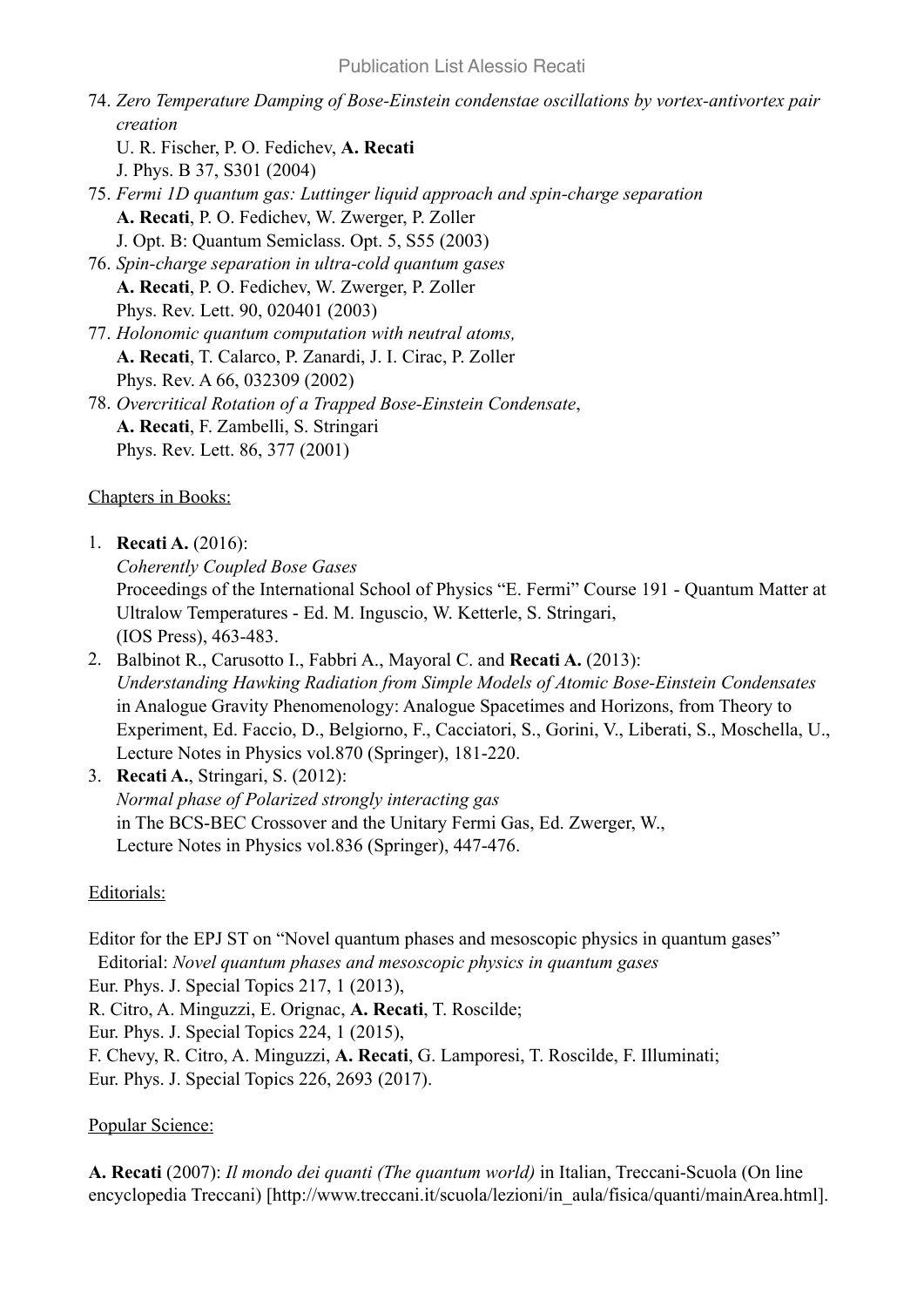74. *Zero Temperature Damping of Bose-Einstein condenstae oscillations by vortex-antivortex pair creation*
    U. R. Fischer, P. O. Fedichev, **A. Recati**
    J. Phys. B 37, S301 (2004)
75. *Fermi 1D quantum gas: Luttinger liquid approach and spin-charge separation*
    **A. Recati**, P. O. Fedichev, W. Zwerger, P. Zoller
    J. Opt. B: Quantum Semiclass. Opt. 5, S55 (2003)
76. *Spin-charge separation in ultra-cold quantum gases*
    **A. Recati**, P. O. Fedichev, W. Zwerger, P. Zoller
    Phys. Rev. Lett. 90, 020401 (2003)
77. *Holonomic quantum computation with neutral atoms,*
    **A. Recati**, T. Calarco, P. Zanardi, J. I. Cirac, P. Zoller
    Phys. Rev. A 66, 032309 (2002)
78. *Overcritical Rotation of a Trapped Bose-Einstein Condensate*,
    **A. Recati**, F. Zambelli, S. Stringari
    Phys. Rev. Lett. 86, 377 (2001)

Chapters in Books:

1. **Recati A.** (2016):
   *Coherently Coupled Bose Gases*
   Proceedings of the International School of Physics "E. Fermi" Course 191 - Quantum Matter at Ultralow Temperatures - Ed. M. Inguscio, W. Ketterle, S. Stringari,
   (IOS Press), 463-483.
2. Balbinot R., Carusotto I., Fabbri A., Mayoral C. and **Recati A.** (2013):
   *Understanding Hawking Radiation from Simple Models of Atomic Bose-Einstein Condensates*
   in Analogue Gravity Phenomenology: Analogue Spacetimes and Horizons, from Theory to Experiment, Ed. Faccio, D., Belgiorno, F., Cacciatori, S., Gorini, V., Liberati, S., Moschella, U., Lecture Notes in Physics vol.870 (Springer), 181-220.
3. **Recati A.**, Stringari, S. (2012):
   *Normal phase of Polarized strongly interacting gas*
   in The BCS-BEC Crossover and the Unitary Fermi Gas, Ed. Zwerger, W.,
   Lecture Notes in Physics vol.836 (Springer), 447-476.

Editorials:

Editor for the EPJ ST on "Novel quantum phases and mesoscopic physics in quantum gases"
Editorial: *Novel quantum phases and mesoscopic physics in quantum gases*
Eur. Phys. J. Special Topics 217, 1 (2013),
R. Citro, A. Minguzzi, E. Orignac, **A. Recati**, T. Roscilde;
Eur. Phys. J. Special Topics 224, 1 (2015),
F. Chevy, R. Citro, A. Minguzzi, **A. Recati**, G. Lamporesi, T. Roscilde, F. Illuminati;
Eur. Phys. J. Special Topics 226, 2693 (2017).

Popular Science:

**A. Recati** (2007): *Il mondo dei quanti (The quantum world)* in Italian, Treccani-Scuola (On line encyclopedia Treccani) [http://www.treccani.it/scuola/lezioni/in_aula/fisica/quanti/mainArea.html].